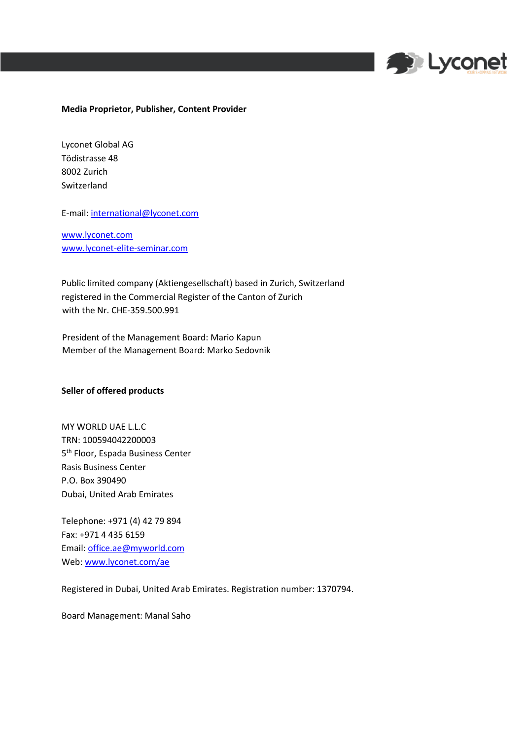**Media Proprietor, Publisher, Content Provider**

Lyconet Global AG
Tödistrasse 48
8002 Zurich
Switzerland

E-mail: international@lyconet.com

www.lyconet.com
www.lyconet-elite-seminar.com

Public limited company (Aktiengesellschaft) based in Zurich, Switzerland
registered in the Commercial Register of the Canton of Zurich
with the Nr. CHE-359.500.991

President of the Management Board: Mario Kapun
Member of the Management Board: Marko Sedovnik

**Seller of offered products**

MY WORLD UAE L.L.C
TRN: 100594042200003
5th Floor, Espada Business Center
Rasis Business Center
P.O. Box 390490
Dubai, United Arab Emirates

Telephone: +971 (4) 42 79 894
Fax: +971 4 435 6159
Email: office.ae@myworld.com
Web: www.lyconet.com/ae

Registered in Dubai, United Arab Emirates. Registration number: 1370794.

Board Management: Manal Saho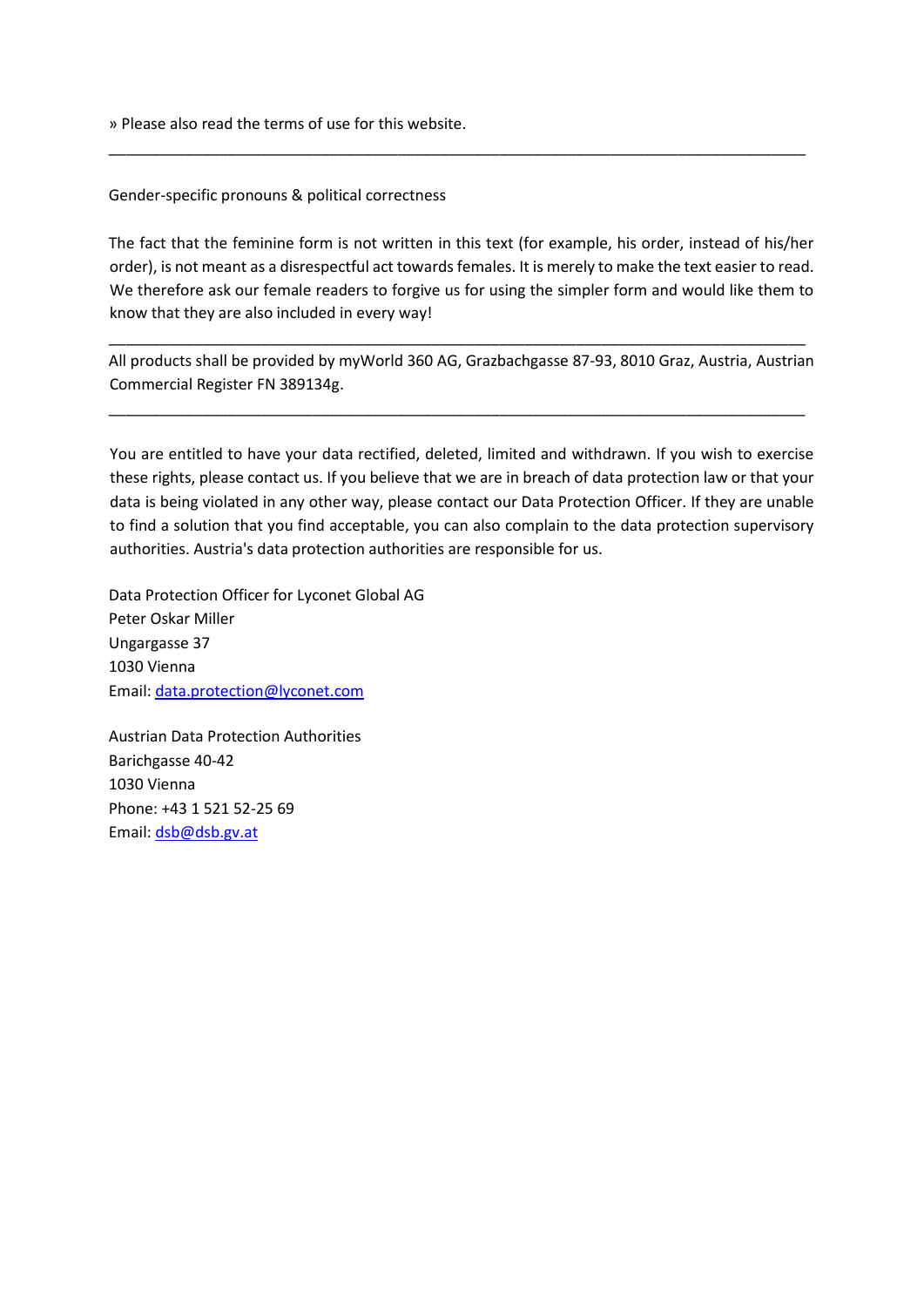» Please also read the terms of use for this website.

---

Gender-specific pronouns & political correctness

The fact that the feminine form is not written in this text (for example, his order, instead of his/her order), is not meant as a disrespectful act towards females. It is merely to make the text easier to read. We therefore ask our female readers to forgive us for using the simpler form and would like them to know that they are also included in every way!

---

All products shall be provided by myWorld 360 AG, Grazbachgasse 87-93, 8010 Graz, Austria, Austrian Commercial Register FN 389134g.

---

You are entitled to have your data rectified, deleted, limited and withdrawn. If you wish to exercise these rights, please contact us. If you believe that we are in breach of data protection law or that your data is being violated in any other way, please contact our Data Protection Officer. If they are unable to find a solution that you find acceptable, you can also complain to the data protection supervisory authorities. Austria's data protection authorities are responsible for us.

Data Protection Officer for Lyconet Global AG
Peter Oskar Miller
Ungargasse 37
1030 Vienna
Email: data.protection@lyconet.com

Austrian Data Protection Authorities
Barichgasse 40-42
1030 Vienna
Phone: +43 1 521 52-25 69
Email: dsb@dsb.gv.at